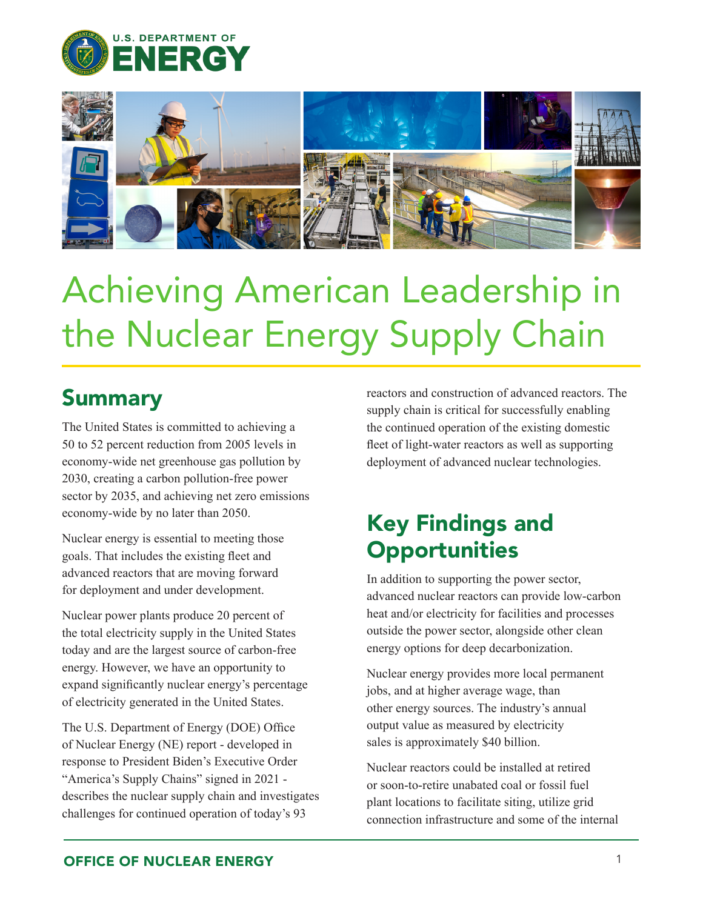U.S. DEPARTMENT OF
ENERGY

# Achieving American Leadership in the Nuclear Energy Supply Chain

## Summary

The United States is committed to achieving a 50 to 52 percent reduction from 2005 levels in economy-wide net greenhouse gas pollution by 2030, creating a carbon pollution-free power sector by 2035, and achieving net zero emissions economy-wide by no later than 2050.

Nuclear energy is essential to meeting those goals. That includes the existing fleet and advanced reactors that are moving forward for deployment and under development.

Nuclear power plants produce 20 percent of the total electricity supply in the United States today and are the largest source of carbon-free energy. However, we have an opportunity to expand significantly nuclear energy's percentage of electricity generated in the United States.

The U.S. Department of Energy (DOE) Office of Nuclear Energy (NE) report - developed in response to President Biden's Executive Order "America's Supply Chains" signed in 2021 - describes the nuclear supply chain and investigates challenges for continued operation of today's 93 reactors and construction of advanced reactors. The supply chain is critical for successfully enabling the continued operation of the existing domestic fleet of light-water reactors as well as supporting deployment of advanced nuclear technologies.

## Key Findings and Opportunities

In addition to supporting the power sector, advanced nuclear reactors can provide low-carbon heat and/or electricity for facilities and processes outside the power sector, alongside other clean energy options for deep decarbonization.

Nuclear energy provides more local permanent jobs, and at higher average wage, than other energy sources. The industry's annual output value as measured by electricity sales is approximately $40 billion.

Nuclear reactors could be installed at retired or soon-to-retire unabated coal or fossil fuel plant locations to facilitate siting, utilize grid connection infrastructure and some of the internal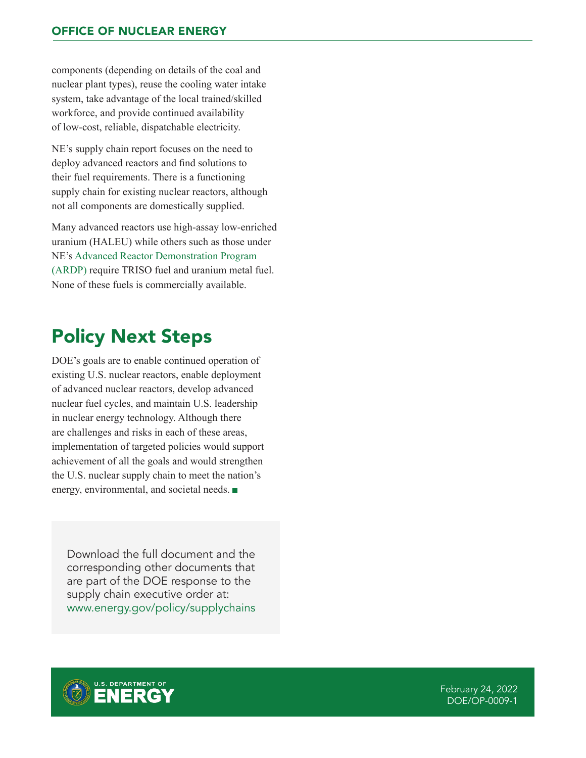components (depending on details of the coal and nuclear plant types), reuse the cooling water intake system, take advantage of the local trained/skilled workforce, and provide continued availability of low-cost, reliable, dispatchable electricity.

NE's supply chain report focuses on the need to deploy advanced reactors and find solutions to their fuel requirements. There is a functioning supply chain for existing nuclear reactors, although not all components are domestically supplied.

Many advanced reactors use high-assay low-enriched uranium (HALEU) while others such as those under NE's Advanced Reactor Demonstration Program (ARDP) require TRISO fuel and uranium metal fuel. None of these fuels is commercially available.

## Policy Next Steps

DOE's goals are to enable continued operation of existing U.S. nuclear reactors, enable deployment of advanced nuclear reactors, develop advanced nuclear fuel cycles, and maintain U.S. leadership in nuclear energy technology. Although there are challenges and risks in each of these areas, implementation of targeted policies would support achievement of all the goals and would strengthen the U.S. nuclear supply chain to meet the nation's energy, environmental, and societal needs. ■

Download the full document and the corresponding other documents that are part of the DOE response to the supply chain executive order at: www.energy.gov/policy/supplychains

U.S. DEPARTMENT OF ENERGY

February 24, 2022
DOE/OP-0009-1